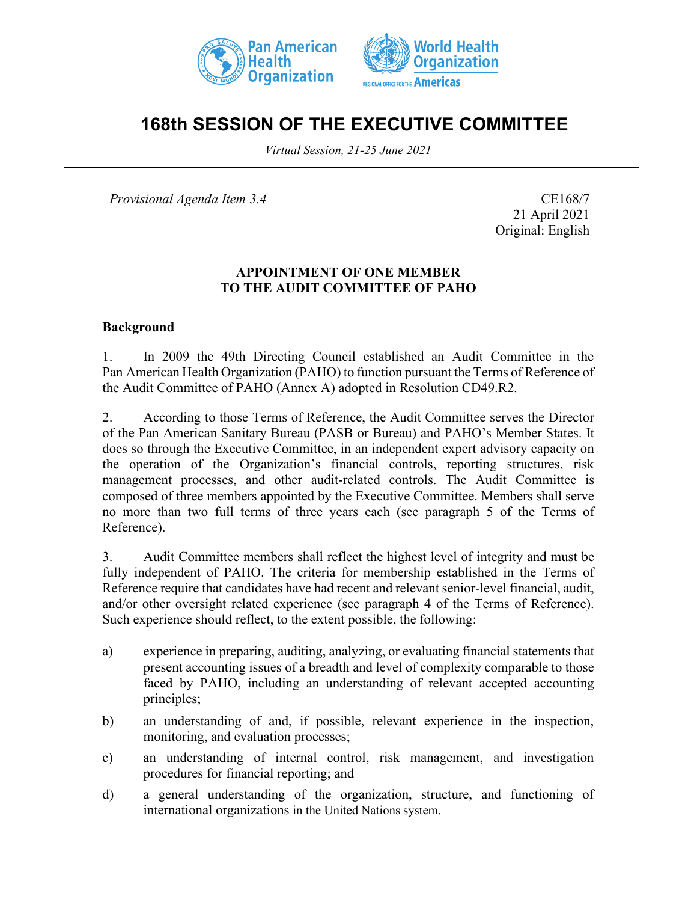# 168th SESSION OF THE EXECUTIVE COMMITTEE

*Virtual Session, 21-25 June 2021*

*Provisional Agenda Item 3.4*

CE168/7
21 April 2021
Original: English

**APPOINTMENT OF ONE MEMBER TO THE AUDIT COMMITTEE OF PAHO**

**Background**

1. In 2009 the 49th Directing Council established an Audit Committee in the Pan American Health Organization (PAHO) to function pursuant the Terms of Reference of the Audit Committee of PAHO (Annex A) adopted in Resolution CD49.R2.

2. According to those Terms of Reference, the Audit Committee serves the Director of the Pan American Sanitary Bureau (PASB or Bureau) and PAHO's Member States. It does so through the Executive Committee, in an independent expert advisory capacity on the operation of the Organization's financial controls, reporting structures, risk management processes, and other audit-related controls. The Audit Committee is composed of three members appointed by the Executive Committee. Members shall serve no more than two full terms of three years each (see paragraph 5 of the Terms of Reference).

3. Audit Committee members shall reflect the highest level of integrity and must be fully independent of PAHO. The criteria for membership established in the Terms of Reference require that candidates have had recent and relevant senior-level financial, audit, and/or other oversight related experience (see paragraph 4 of the Terms of Reference). Such experience should reflect, to the extent possible, the following:

a) experience in preparing, auditing, analyzing, or evaluating financial statements that present accounting issues of a breadth and level of complexity comparable to those faced by PAHO, including an understanding of relevant accepted accounting principles;

b) an understanding of and, if possible, relevant experience in the inspection, monitoring, and evaluation processes;

c) an understanding of internal control, risk management, and investigation procedures for financial reporting; and

d) a general understanding of the organization, structure, and functioning of international organizations in the United Nations system.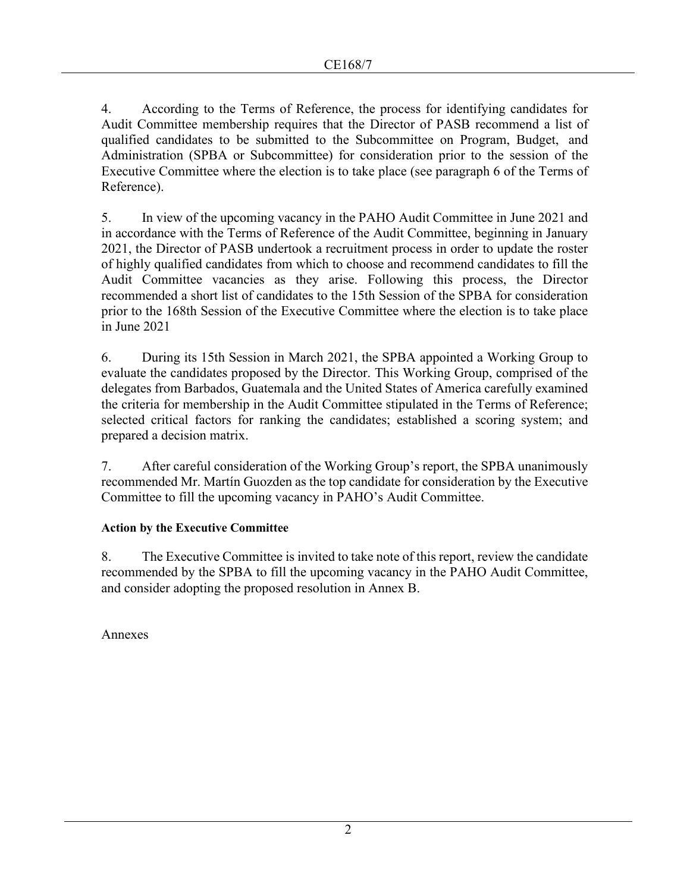4. According to the Terms of Reference, the process for identifying candidates for Audit Committee membership requires that the Director of PASB recommend a list of qualified candidates to be submitted to the Subcommittee on Program, Budget, and Administration (SPBA or Subcommittee) for consideration prior to the session of the Executive Committee where the election is to take place (see paragraph 6 of the Terms of Reference).

5. In view of the upcoming vacancy in the PAHO Audit Committee in June 2021 and in accordance with the Terms of Reference of the Audit Committee, beginning in January 2021, the Director of PASB undertook a recruitment process in order to update the roster of highly qualified candidates from which to choose and recommend candidates to fill the Audit Committee vacancies as they arise. Following this process, the Director recommended a short list of candidates to the 15th Session of the SPBA for consideration prior to the 168th Session of the Executive Committee where the election is to take place in June 2021

6. During its 15th Session in March 2021, the SPBA appointed a Working Group to evaluate the candidates proposed by the Director. This Working Group, comprised of the delegates from Barbados, Guatemala and the United States of America carefully examined the criteria for membership in the Audit Committee stipulated in the Terms of Reference; selected critical factors for ranking the candidates; established a scoring system; and prepared a decision matrix.

7. After careful consideration of the Working Group's report, the SPBA unanimously recommended Mr. Martín Guozden as the top candidate for consideration by the Executive Committee to fill the upcoming vacancy in PAHO's Audit Committee.

**Action by the Executive Committee**

8. The Executive Committee is invited to take note of this report, review the candidate recommended by the SPBA to fill the upcoming vacancy in the PAHO Audit Committee, and consider adopting the proposed resolution in Annex B.

Annexes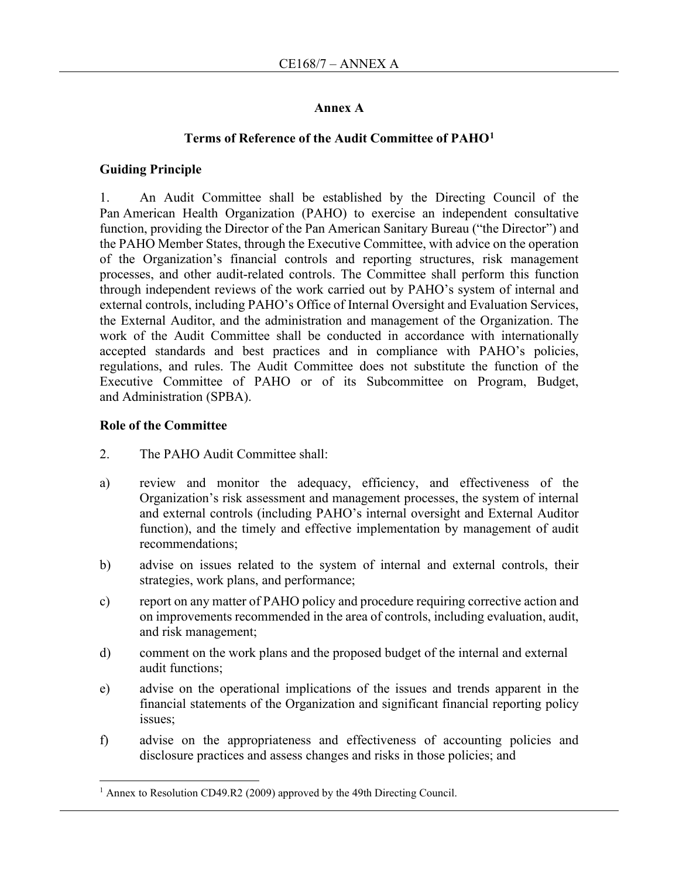## Annex A

### Terms of Reference of the Audit Committee of PAHO[1]

#### Guiding Principle

1. An Audit Committee shall be established by the Directing Council of the Pan American Health Organization (PAHO) to exercise an independent consultative function, providing the Director of the Pan American Sanitary Bureau ("the Director") and the PAHO Member States, through the Executive Committee, with advice on the operation of the Organization's financial controls and reporting structures, risk management processes, and other audit-related controls. The Committee shall perform this function through independent reviews of the work carried out by PAHO's system of internal and external controls, including PAHO's Office of Internal Oversight and Evaluation Services, the External Auditor, and the administration and management of the Organization. The work of the Audit Committee shall be conducted in accordance with internationally accepted standards and best practices and in compliance with PAHO's policies, regulations, and rules. The Audit Committee does not substitute the function of the Executive Committee of PAHO or of its Subcommittee on Program, Budget, and Administration (SPBA).

#### Role of the Committee

2. The PAHO Audit Committee shall:

a) review and monitor the adequacy, efficiency, and effectiveness of the Organization's risk assessment and management processes, the system of internal and external controls (including PAHO's internal oversight and External Auditor function), and the timely and effective implementation by management of audit recommendations;

b) advise on issues related to the system of internal and external controls, their strategies, work plans, and performance;

c) report on any matter of PAHO policy and procedure requiring corrective action and on improvements recommended in the area of controls, including evaluation, audit, and risk management;

d) comment on the work plans and the proposed budget of the internal and external audit functions;

e) advise on the operational implications of the issues and trends apparent in the financial statements of the Organization and significant financial reporting policy issues;

f) advise on the appropriateness and effectiveness of accounting policies and disclosure practices and assess changes and risks in those policies; and

---

[1] Annex to Resolution CD49.R2 (2009) approved by the 49th Directing Council.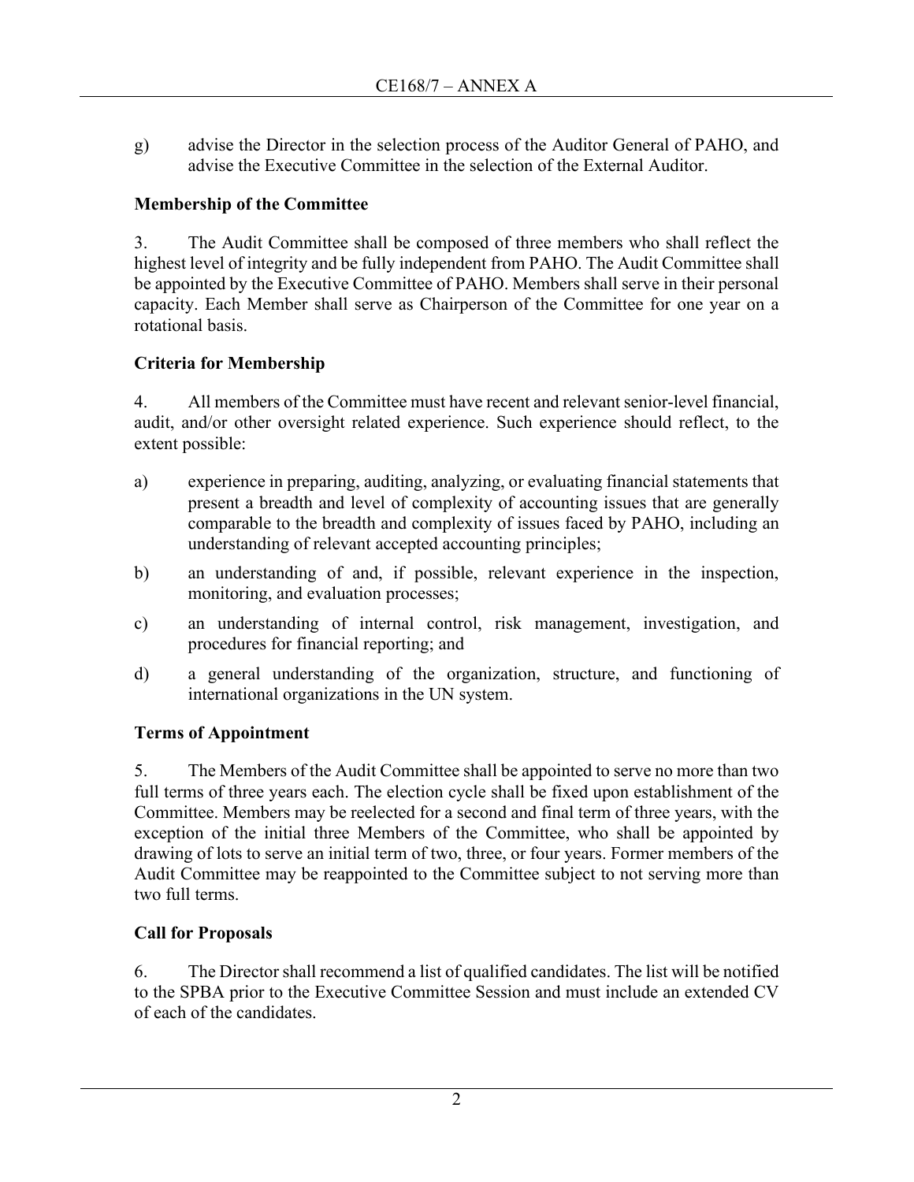g) advise the Director in the selection process of the Auditor General of PAHO, and advise the Executive Committee in the selection of the External Auditor.

**Membership of the Committee**

3. The Audit Committee shall be composed of three members who shall reflect the highest level of integrity and be fully independent from PAHO. The Audit Committee shall be appointed by the Executive Committee of PAHO. Members shall serve in their personal capacity. Each Member shall serve as Chairperson of the Committee for one year on a rotational basis.

**Criteria for Membership**

4. All members of the Committee must have recent and relevant senior-level financial, audit, and/or other oversight related experience. Such experience should reflect, to the extent possible:

a) experience in preparing, auditing, analyzing, or evaluating financial statements that present a breadth and level of complexity of accounting issues that are generally comparable to the breadth and complexity of issues faced by PAHO, including an understanding of relevant accepted accounting principles;

b) an understanding of and, if possible, relevant experience in the inspection, monitoring, and evaluation processes;

c) an understanding of internal control, risk management, investigation, and procedures for financial reporting; and

d) a general understanding of the organization, structure, and functioning of international organizations in the UN system.

**Terms of Appointment**

5. The Members of the Audit Committee shall be appointed to serve no more than two full terms of three years each. The election cycle shall be fixed upon establishment of the Committee. Members may be reelected for a second and final term of three years, with the exception of the initial three Members of the Committee, who shall be appointed by drawing of lots to serve an initial term of two, three, or four years. Former members of the Audit Committee may be reappointed to the Committee subject to not serving more than two full terms.

**Call for Proposals**

6. The Director shall recommend a list of qualified candidates. The list will be notified to the SPBA prior to the Executive Committee Session and must include an extended CV of each of the candidates.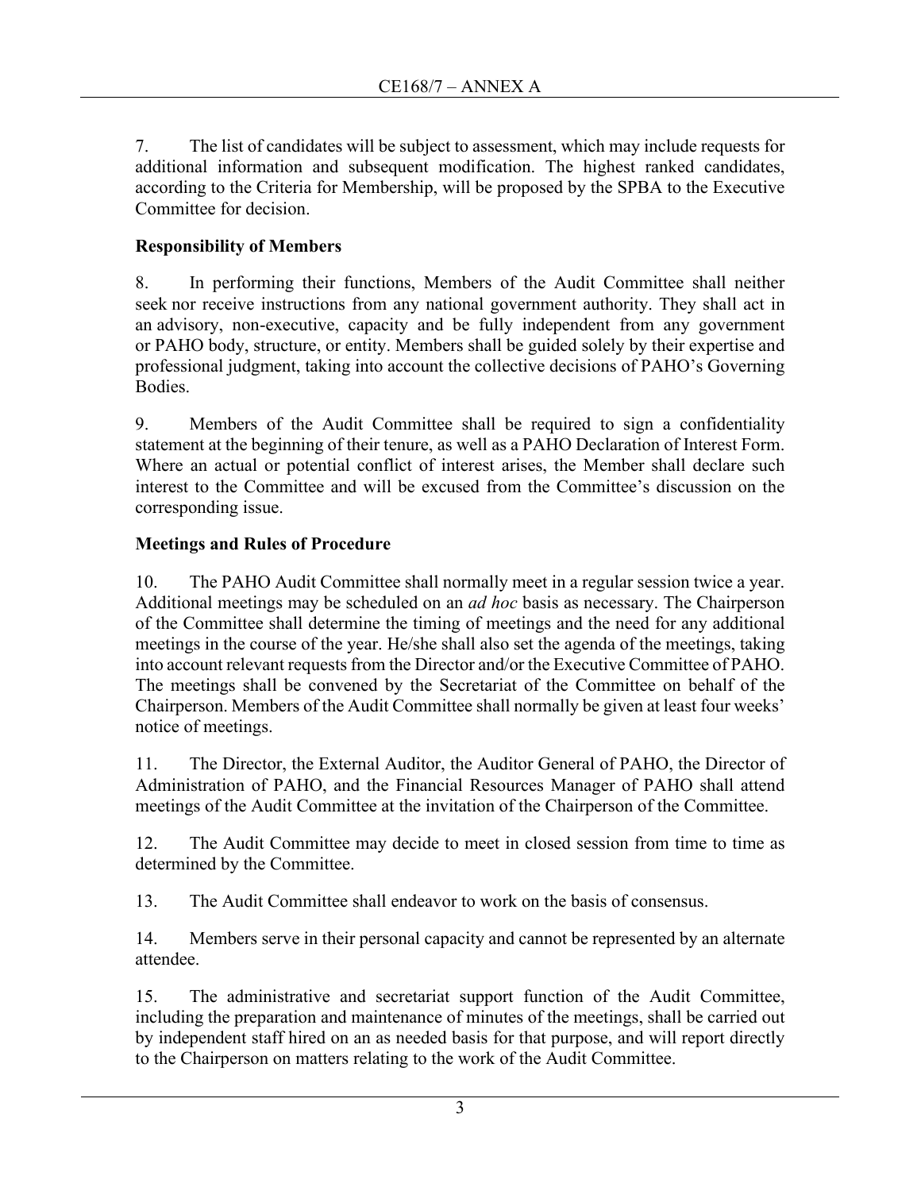7. The list of candidates will be subject to assessment, which may include requests for additional information and subsequent modification. The highest ranked candidates, according to the Criteria for Membership, will be proposed by the SPBA to the Executive Committee for decision.

**Responsibility of Members**

8. In performing their functions, Members of the Audit Committee shall neither seek nor receive instructions from any national government authority. They shall act in an advisory, non-executive, capacity and be fully independent from any government or PAHO body, structure, or entity. Members shall be guided solely by their expertise and professional judgment, taking into account the collective decisions of PAHO's Governing Bodies.

9. Members of the Audit Committee shall be required to sign a confidentiality statement at the beginning of their tenure, as well as a PAHO Declaration of Interest Form. Where an actual or potential conflict of interest arises, the Member shall declare such interest to the Committee and will be excused from the Committee's discussion on the corresponding issue.

**Meetings and Rules of Procedure**

10. The PAHO Audit Committee shall normally meet in a regular session twice a year. Additional meetings may be scheduled on an *ad hoc* basis as necessary. The Chairperson of the Committee shall determine the timing of meetings and the need for any additional meetings in the course of the year. He/she shall also set the agenda of the meetings, taking into account relevant requests from the Director and/or the Executive Committee of PAHO. The meetings shall be convened by the Secretariat of the Committee on behalf of the Chairperson. Members of the Audit Committee shall normally be given at least four weeks' notice of meetings.

11. The Director, the External Auditor, the Auditor General of PAHO, the Director of Administration of PAHO, and the Financial Resources Manager of PAHO shall attend meetings of the Audit Committee at the invitation of the Chairperson of the Committee.

12. The Audit Committee may decide to meet in closed session from time to time as determined by the Committee.

13. The Audit Committee shall endeavor to work on the basis of consensus.

14. Members serve in their personal capacity and cannot be represented by an alternate attendee.

15. The administrative and secretariat support function of the Audit Committee, including the preparation and maintenance of minutes of the meetings, shall be carried out by independent staff hired on an as needed basis for that purpose, and will report directly to the Chairperson on matters relating to the work of the Audit Committee.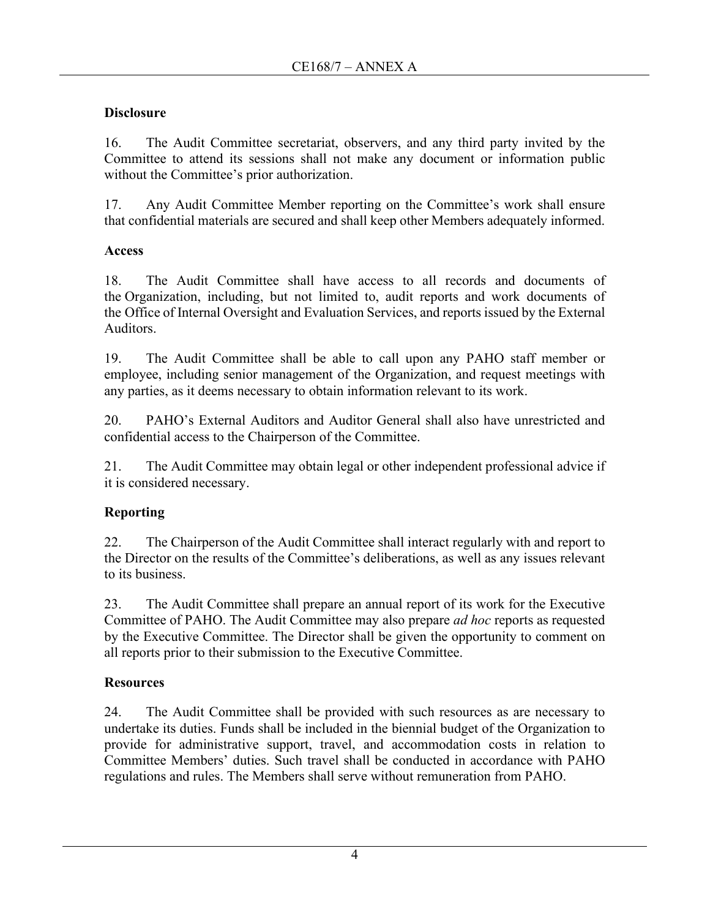### Disclosure

16. The Audit Committee secretariat, observers, and any third party invited by the Committee to attend its sessions shall not make any document or information public without the Committee's prior authorization.

17. Any Audit Committee Member reporting on the Committee's work shall ensure that confidential materials are secured and shall keep other Members adequately informed.

### Access

18. The Audit Committee shall have access to all records and documents of the Organization, including, but not limited to, audit reports and work documents of the Office of Internal Oversight and Evaluation Services, and reports issued by the External Auditors.

19. The Audit Committee shall be able to call upon any PAHO staff member or employee, including senior management of the Organization, and request meetings with any parties, as it deems necessary to obtain information relevant to its work.

20. PAHO's External Auditors and Auditor General shall also have unrestricted and confidential access to the Chairperson of the Committee.

21. The Audit Committee may obtain legal or other independent professional advice if it is considered necessary.

### Reporting

22. The Chairperson of the Audit Committee shall interact regularly with and report to the Director on the results of the Committee's deliberations, as well as any issues relevant to its business.

23. The Audit Committee shall prepare an annual report of its work for the Executive Committee of PAHO. The Audit Committee may also prepare *ad hoc* reports as requested by the Executive Committee. The Director shall be given the opportunity to comment on all reports prior to their submission to the Executive Committee.

### Resources

24. The Audit Committee shall be provided with such resources as are necessary to undertake its duties. Funds shall be included in the biennial budget of the Organization to provide for administrative support, travel, and accommodation costs in relation to Committee Members' duties. Such travel shall be conducted in accordance with PAHO regulations and rules. The Members shall serve without remuneration from PAHO.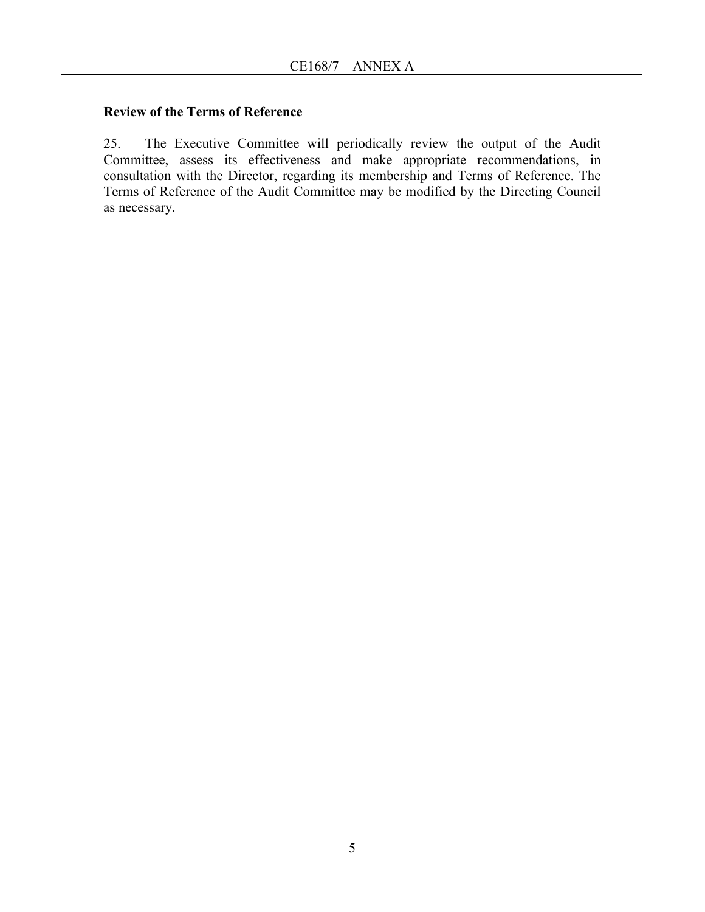### Review of the Terms of Reference

25. The Executive Committee will periodically review the output of the Audit Committee, assess its effectiveness and make appropriate recommendations, in consultation with the Director, regarding its membership and Terms of Reference. The Terms of Reference of the Audit Committee may be modified by the Directing Council as necessary.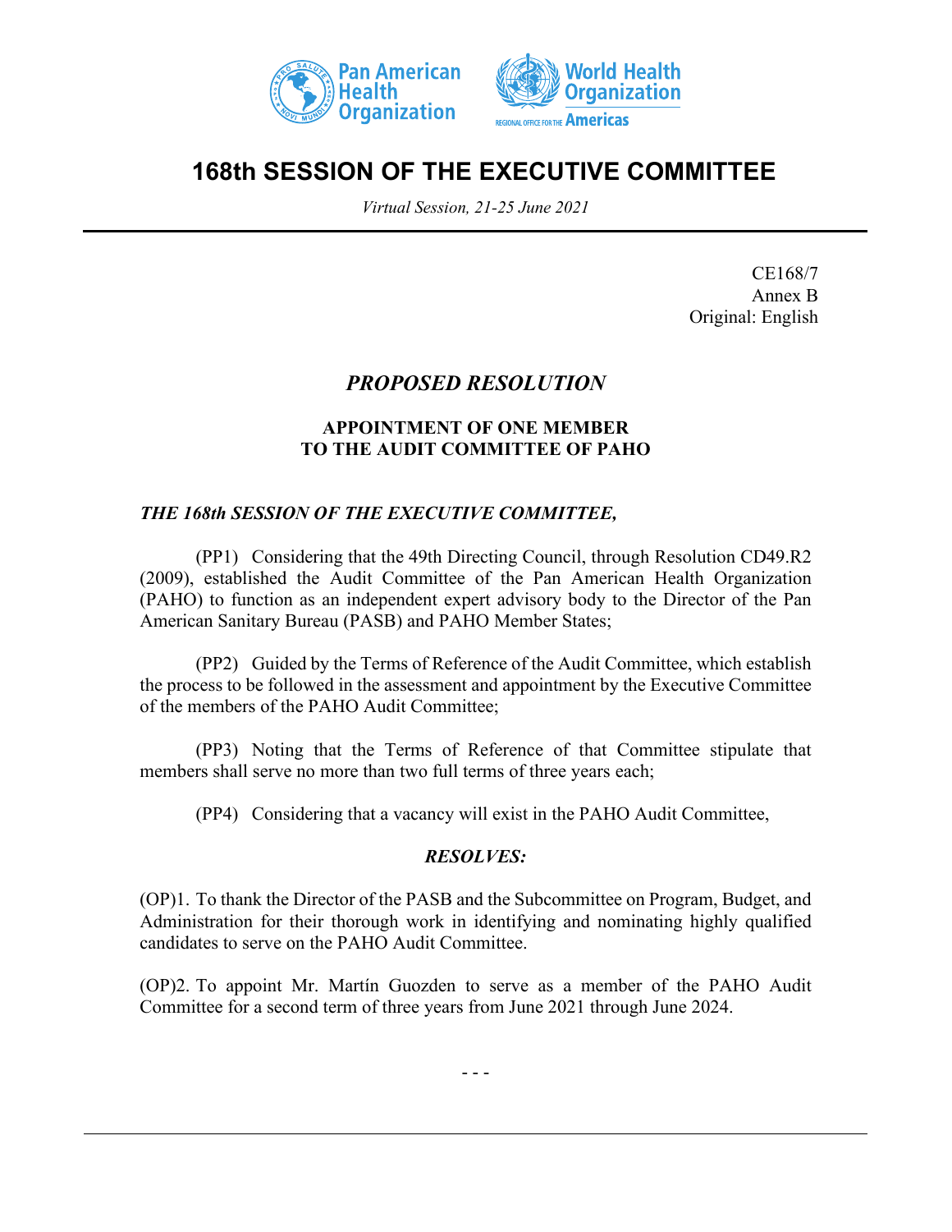# 168th SESSION OF THE EXECUTIVE COMMITTEE

*Virtual Session, 21-25 June 2021*

CE168/7
Annex B
Original: English

## *PROPOSED RESOLUTION*

### APPOINTMENT OF ONE MEMBER TO THE AUDIT COMMITTEE OF PAHO

***THE 168th SESSION OF THE EXECUTIVE COMMITTEE,***

(PP1) Considering that the 49th Directing Council, through Resolution CD49.R2 (2009), established the Audit Committee of the Pan American Health Organization (PAHO) to function as an independent expert advisory body to the Director of the Pan American Sanitary Bureau (PASB) and PAHO Member States;

(PP2) Guided by the Terms of Reference of the Audit Committee, which establish the process to be followed in the assessment and appointment by the Executive Committee of the members of the PAHO Audit Committee;

(PP3) Noting that the Terms of Reference of that Committee stipulate that members shall serve no more than two full terms of three years each;

(PP4) Considering that a vacancy will exist in the PAHO Audit Committee,

***RESOLVES:***

(OP)1. To thank the Director of the PASB and the Subcommittee on Program, Budget, and Administration for their thorough work in identifying and nominating highly qualified candidates to serve on the PAHO Audit Committee.

(OP)2. To appoint Mr. Martín Guozden to serve as a member of the PAHO Audit Committee for a second term of three years from June 2021 through June 2024.

\- - -